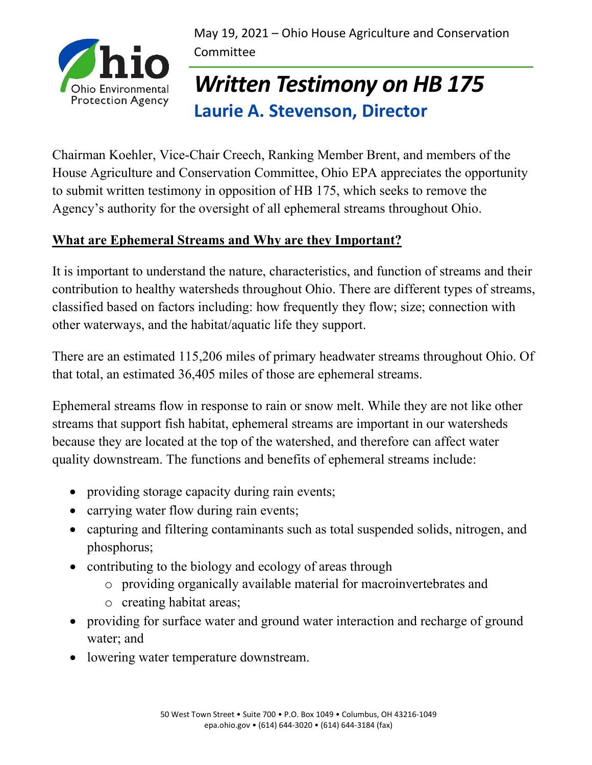May 19, 2021 – Ohio House Agriculture and Conservation Committee

# *Written Testimony on HB 175*

## Laurie A. Stevenson, Director

Chairman Koehler, Vice-Chair Creech, Ranking Member Brent, and members of the House Agriculture and Conservation Committee, Ohio EPA appreciates the opportunity to submit written testimony in opposition of HB 175, which seeks to remove the Agency's authority for the oversight of all ephemeral streams throughout Ohio.

### What are Ephemeral Streams and Why are they Important?

It is important to understand the nature, characteristics, and function of streams and their contribution to healthy watersheds throughout Ohio. There are different types of streams, classified based on factors including: how frequently they flow; size; connection with other waterways, and the habitat/aquatic life they support.

There are an estimated 115,206 miles of primary headwater streams throughout Ohio. Of that total, an estimated 36,405 miles of those are ephemeral streams.

Ephemeral streams flow in response to rain or snow melt. While they are not like other streams that support fish habitat, ephemeral streams are important in our watersheds because they are located at the top of the watershed, and therefore can affect water quality downstream. The functions and benefits of ephemeral streams include:

- providing storage capacity during rain events;
- carrying water flow during rain events;
- capturing and filtering contaminants such as total suspended solids, nitrogen, and phosphorus;
- contributing to the biology and ecology of areas through
  - providing organically available material for macroinvertebrates and
  - creating habitat areas;
- providing for surface water and ground water interaction and recharge of ground water; and
- lowering water temperature downstream.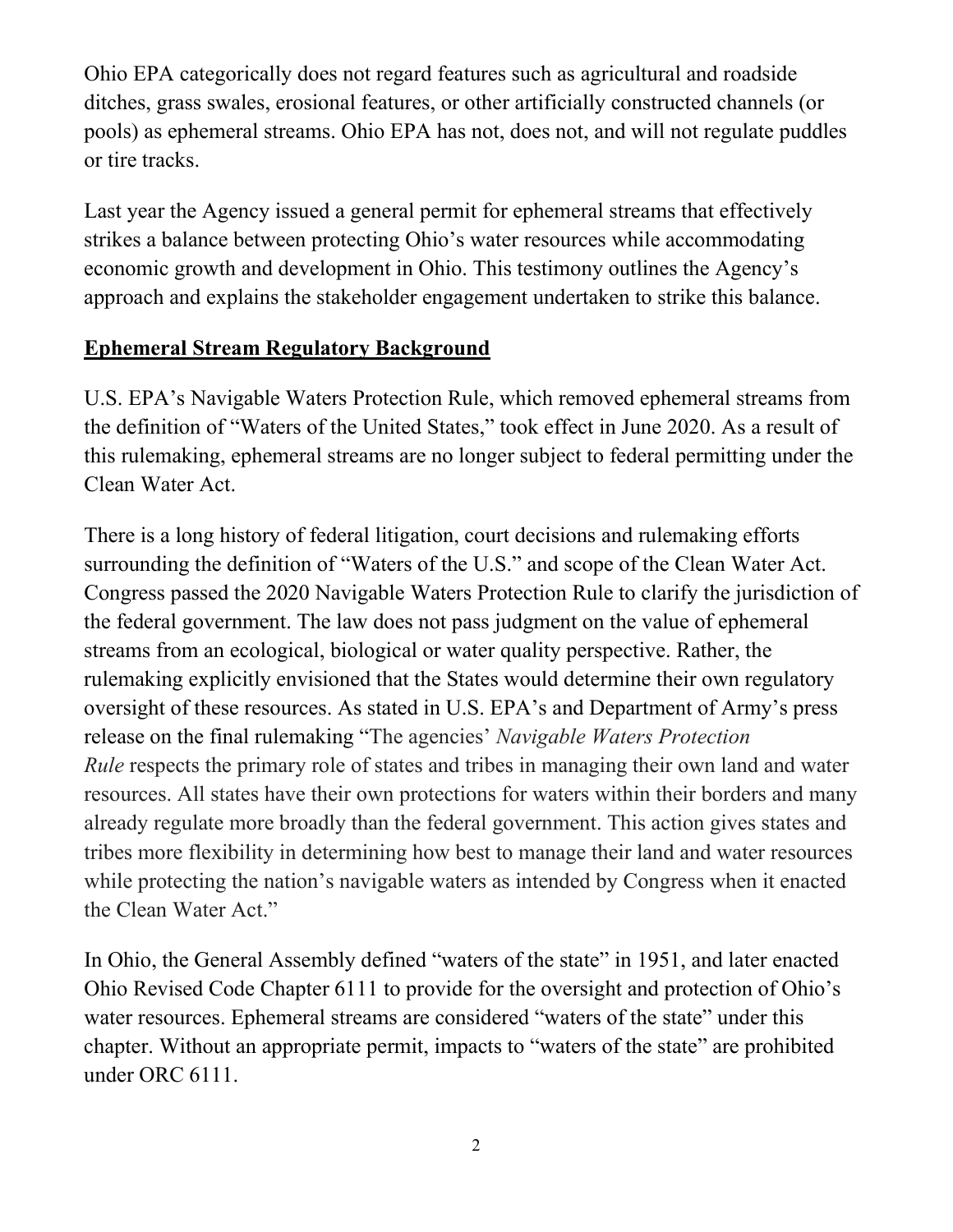Ohio EPA categorically does not regard features such as agricultural and roadside ditches, grass swales, erosional features, or other artificially constructed channels (or pools) as ephemeral streams. Ohio EPA has not, does not, and will not regulate puddles or tire tracks.

Last year the Agency issued a general permit for ephemeral streams that effectively strikes a balance between protecting Ohio's water resources while accommodating economic growth and development in Ohio. This testimony outlines the Agency's approach and explains the stakeholder engagement undertaken to strike this balance.

## **Ephemeral Stream Regulatory Background**

U.S. EPA's Navigable Waters Protection Rule, which removed ephemeral streams from the definition of "Waters of the United States," took effect in June 2020. As a result of this rulemaking, ephemeral streams are no longer subject to federal permitting under the Clean Water Act.

There is a long history of federal litigation, court decisions and rulemaking efforts surrounding the definition of "Waters of the U.S." and scope of the Clean Water Act. Congress passed the 2020 Navigable Waters Protection Rule to clarify the jurisdiction of the federal government. The law does not pass judgment on the value of ephemeral streams from an ecological, biological or water quality perspective. Rather, the rulemaking explicitly envisioned that the States would determine their own regulatory oversight of these resources. As stated in U.S. EPA's and Department of Army's press release on the final rulemaking "The agencies' *Navigable Waters Protection Rule* respects the primary role of states and tribes in managing their own land and water resources. All states have their own protections for waters within their borders and many already regulate more broadly than the federal government. This action gives states and tribes more flexibility in determining how best to manage their land and water resources while protecting the nation's navigable waters as intended by Congress when it enacted the Clean Water Act."

In Ohio, the General Assembly defined "waters of the state" in 1951, and later enacted Ohio Revised Code Chapter 6111 to provide for the oversight and protection of Ohio's water resources. Ephemeral streams are considered "waters of the state" under this chapter. Without an appropriate permit, impacts to "waters of the state" are prohibited under ORC 6111.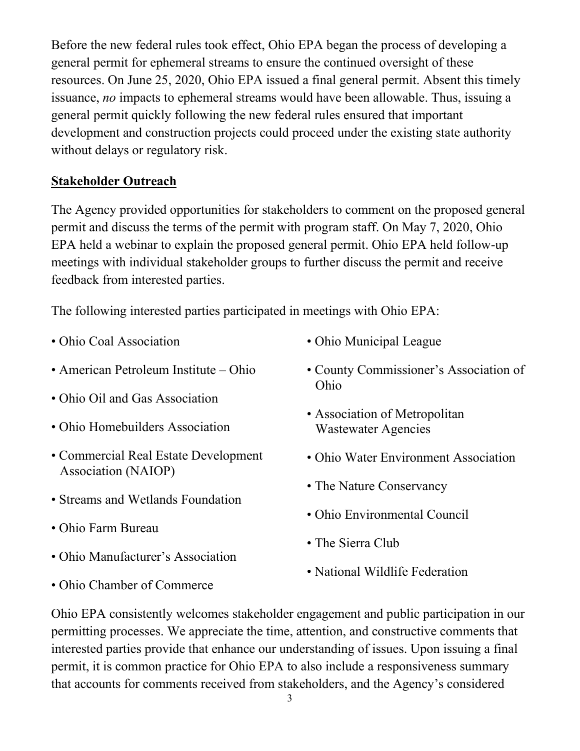Before the new federal rules took effect, Ohio EPA began the process of developing a general permit for ephemeral streams to ensure the continued oversight of these resources. On June 25, 2020, Ohio EPA issued a final general permit. Absent this timely issuance, *no* impacts to ephemeral streams would have been allowable. Thus, issuing a general permit quickly following the new federal rules ensured that important development and construction projects could proceed under the existing state authority without delays or regulatory risk.

## **Stakeholder Outreach**

The Agency provided opportunities for stakeholders to comment on the proposed general permit and discuss the terms of the permit with program staff. On May 7, 2020, Ohio EPA held a webinar to explain the proposed general permit. Ohio EPA held follow-up meetings with individual stakeholder groups to further discuss the permit and receive feedback from interested parties.

The following interested parties participated in meetings with Ohio EPA:

- Ohio Coal Association
- American Petroleum Institute – Ohio
- Ohio Oil and Gas Association
- Ohio Homebuilders Association
- Commercial Real Estate Development Association (NAIOP)
- Streams and Wetlands Foundation
- Ohio Farm Bureau
- Ohio Manufacturer's Association
- Ohio Chamber of Commerce
- Ohio Municipal League
- County Commissioner's Association of Ohio
- Association of Metropolitan Wastewater Agencies
- Ohio Water Environment Association
- The Nature Conservancy
- Ohio Environmental Council
- The Sierra Club
- National Wildlife Federation

Ohio EPA consistently welcomes stakeholder engagement and public participation in our permitting processes. We appreciate the time, attention, and constructive comments that interested parties provide that enhance our understanding of issues. Upon issuing a final permit, it is common practice for Ohio EPA to also include a responsiveness summary that accounts for comments received from stakeholders, and the Agency's considered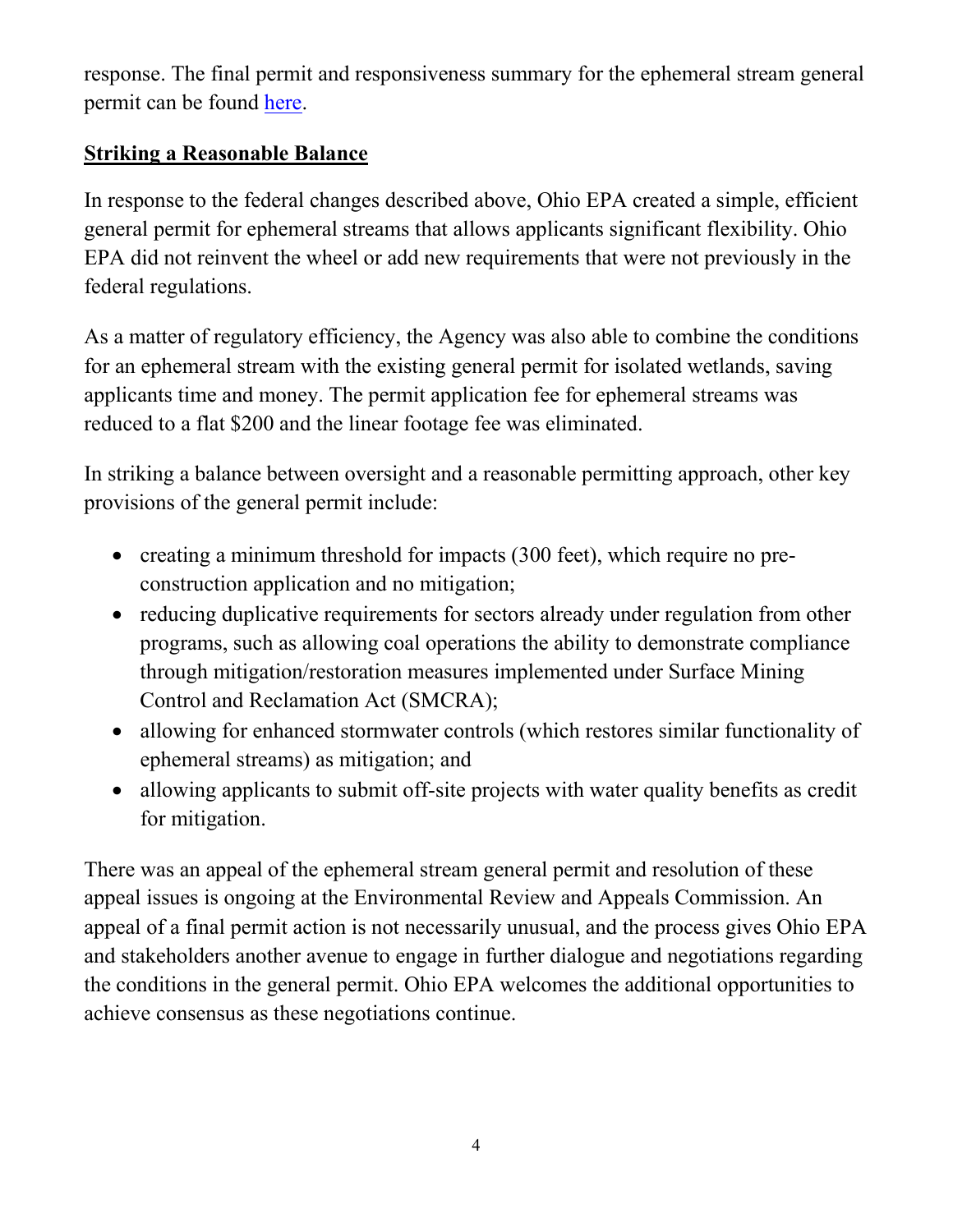response. The final permit and responsiveness summary for the ephemeral stream general permit can be found here.

## Striking a Reasonable Balance

In response to the federal changes described above, Ohio EPA created a simple, efficient general permit for ephemeral streams that allows applicants significant flexibility. Ohio EPA did not reinvent the wheel or add new requirements that were not previously in the federal regulations.

As a matter of regulatory efficiency, the Agency was also able to combine the conditions for an ephemeral stream with the existing general permit for isolated wetlands, saving applicants time and money. The permit application fee for ephemeral streams was reduced to a flat $200 and the linear footage fee was eliminated.

In striking a balance between oversight and a reasonable permitting approach, other key provisions of the general permit include:

- creating a minimum threshold for impacts (300 feet), which require no pre-construction application and no mitigation;
- reducing duplicative requirements for sectors already under regulation from other programs, such as allowing coal operations the ability to demonstrate compliance through mitigation/restoration measures implemented under Surface Mining Control and Reclamation Act (SMCRA);
- allowing for enhanced stormwater controls (which restores similar functionality of ephemeral streams) as mitigation; and
- allowing applicants to submit off-site projects with water quality benefits as credit for mitigation.

There was an appeal of the ephemeral stream general permit and resolution of these appeal issues is ongoing at the Environmental Review and Appeals Commission. An appeal of a final permit action is not necessarily unusual, and the process gives Ohio EPA and stakeholders another avenue to engage in further dialogue and negotiations regarding the conditions in the general permit. Ohio EPA welcomes the additional opportunities to achieve consensus as these negotiations continue.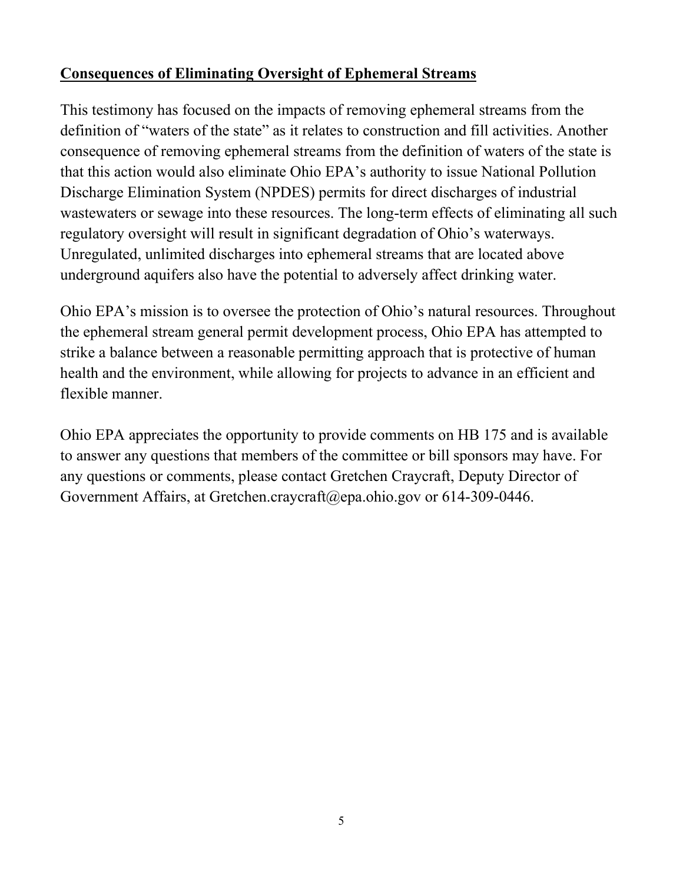**Consequences of Eliminating Oversight of Ephemeral Streams**

This testimony has focused on the impacts of removing ephemeral streams from the definition of "waters of the state" as it relates to construction and fill activities. Another consequence of removing ephemeral streams from the definition of waters of the state is that this action would also eliminate Ohio EPA's authority to issue National Pollution Discharge Elimination System (NPDES) permits for direct discharges of industrial wastewaters or sewage into these resources. The long-term effects of eliminating all such regulatory oversight will result in significant degradation of Ohio's waterways. Unregulated, unlimited discharges into ephemeral streams that are located above underground aquifers also have the potential to adversely affect drinking water.

Ohio EPA's mission is to oversee the protection of Ohio's natural resources. Throughout the ephemeral stream general permit development process, Ohio EPA has attempted to strike a balance between a reasonable permitting approach that is protective of human health and the environment, while allowing for projects to advance in an efficient and flexible manner.

Ohio EPA appreciates the opportunity to provide comments on HB 175 and is available to answer any questions that members of the committee or bill sponsors may have. For any questions or comments, please contact Gretchen Craycraft, Deputy Director of Government Affairs, at Gretchen.craycraft@epa.ohio.gov or 614-309-0446.